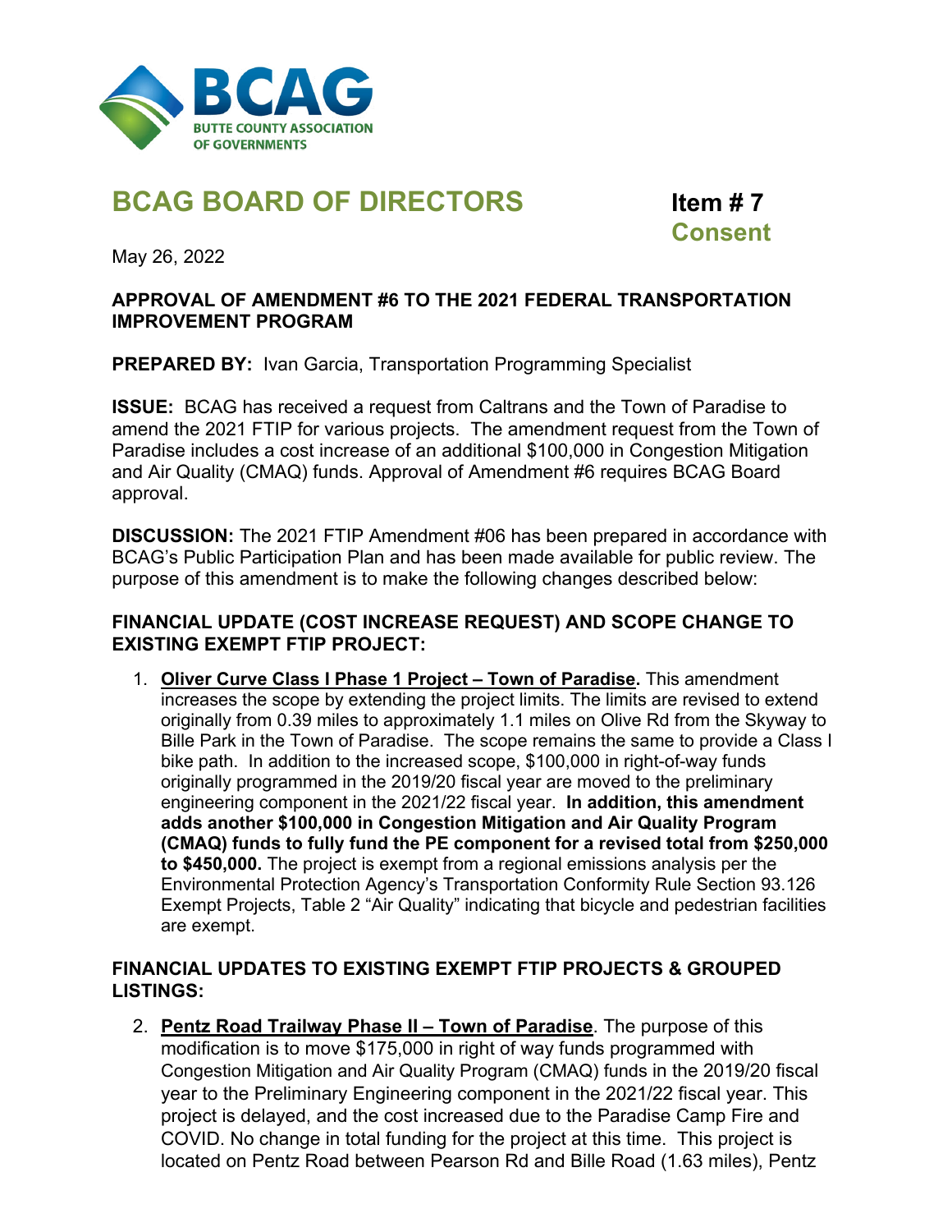BCAG

BUTTE COUNTY ASSOCIATION OF GOVERNMENTS

# BCAG BOARD OF DIRECTORS

**Item # 7**
**Consent**

May 26, 2022

**APPROVAL OF AMENDMENT #6 TO THE 2021 FEDERAL TRANSPORTATION IMPROVEMENT PROGRAM**

**PREPARED BY:** Ivan Garcia, Transportation Programming Specialist

**ISSUE:** BCAG has received a request from Caltrans and the Town of Paradise to amend the 2021 FTIP for various projects. The amendment request from the Town of Paradise includes a cost increase of an additional $100,000 in Congestion Mitigation and Air Quality (CMAQ) funds. Approval of Amendment #6 requires BCAG Board approval.

**DISCUSSION:** The 2021 FTIP Amendment #06 has been prepared in accordance with BCAG's Public Participation Plan and has been made available for public review. The purpose of this amendment is to make the following changes described below:

**FINANCIAL UPDATE (COST INCREASE REQUEST) AND SCOPE CHANGE TO EXISTING EXEMPT FTIP PROJECT:**

1. **Oliver Curve Class I Phase 1 Project – Town of Paradise.** This amendment increases the scope by extending the project limits. The limits are revised to extend originally from 0.39 miles to approximately 1.1 miles on Olive Rd from the Skyway to Bille Park in the Town of Paradise. The scope remains the same to provide a Class I bike path. In addition to the increased scope, $100,000 in right-of-way funds originally programmed in the 2019/20 fiscal year are moved to the preliminary engineering component in the 2021/22 fiscal year. **In addition, this amendment adds another $100,000 in Congestion Mitigation and Air Quality Program (CMAQ) funds to fully fund the PE component for a revised total from $250,000 to $450,000.** The project is exempt from a regional emissions analysis per the Environmental Protection Agency's Transportation Conformity Rule Section 93.126 Exempt Projects, Table 2 "Air Quality" indicating that bicycle and pedestrian facilities are exempt.

**FINANCIAL UPDATES TO EXISTING EXEMPT FTIP PROJECTS & GROUPED LISTINGS:**

2. **Pentz Road Trailway Phase II – Town of Paradise**. The purpose of this modification is to move $175,000 in right of way funds programmed with Congestion Mitigation and Air Quality Program (CMAQ) funds in the 2019/20 fiscal year to the Preliminary Engineering component in the 2021/22 fiscal year. This project is delayed, and the cost increased due to the Paradise Camp Fire and COVID. No change in total funding for the project at this time. This project is located on Pentz Road between Pearson Rd and Bille Road (1.63 miles), Pentz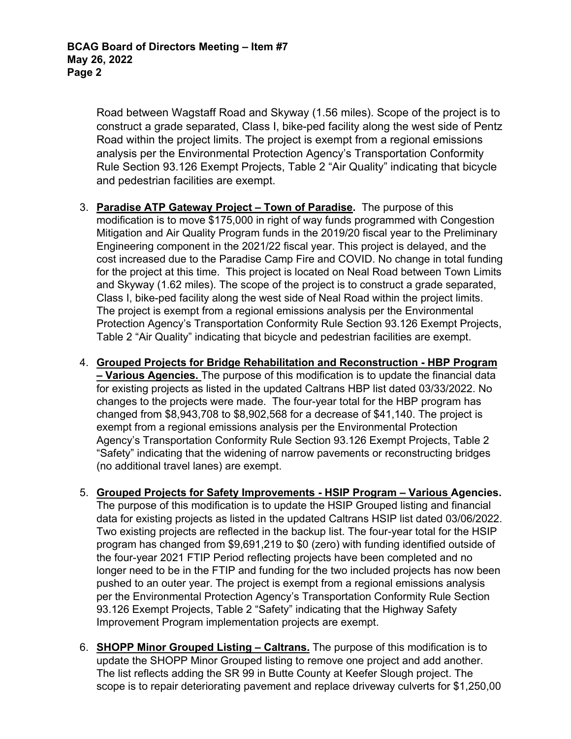Road between Wagstaff Road and Skyway (1.56 miles). Scope of the project is to construct a grade separated, Class I, bike-ped facility along the west side of Pentz Road within the project limits. The project is exempt from a regional emissions analysis per the Environmental Protection Agency's Transportation Conformity Rule Section 93.126 Exempt Projects, Table 2 "Air Quality" indicating that bicycle and pedestrian facilities are exempt.

3. **Paradise ATP Gateway Project – Town of Paradise.** The purpose of this modification is to move $175,000 in right of way funds programmed with Congestion Mitigation and Air Quality Program funds in the 2019/20 fiscal year to the Preliminary Engineering component in the 2021/22 fiscal year. This project is delayed, and the cost increased due to the Paradise Camp Fire and COVID. No change in total funding for the project at this time. This project is located on Neal Road between Town Limits and Skyway (1.62 miles). The scope of the project is to construct a grade separated, Class I, bike-ped facility along the west side of Neal Road within the project limits. The project is exempt from a regional emissions analysis per the Environmental Protection Agency's Transportation Conformity Rule Section 93.126 Exempt Projects, Table 2 "Air Quality" indicating that bicycle and pedestrian facilities are exempt.

4. **Grouped Projects for Bridge Rehabilitation and Reconstruction - HBP Program – Various Agencies.** The purpose of this modification is to update the financial data for existing projects as listed in the updated Caltrans HBP list dated 03/33/2022. No changes to the projects were made. The four-year total for the HBP program has changed from $8,943,708 to $8,902,568 for a decrease of $41,140. The project is exempt from a regional emissions analysis per the Environmental Protection Agency's Transportation Conformity Rule Section 93.126 Exempt Projects, Table 2 "Safety" indicating that the widening of narrow pavements or reconstructing bridges (no additional travel lanes) are exempt.

5. **Grouped Projects for Safety Improvements - HSIP Program – Various Agencies.** The purpose of this modification is to update the HSIP Grouped listing and financial data for existing projects as listed in the updated Caltrans HSIP list dated 03/06/2022. Two existing projects are reflected in the backup list. The four-year total for the HSIP program has changed from $9,691,219 to $0 (zero) with funding identified outside of the four-year 2021 FTIP Period reflecting projects have been completed and no longer need to be in the FTIP and funding for the two included projects has now been pushed to an outer year. The project is exempt from a regional emissions analysis per the Environmental Protection Agency's Transportation Conformity Rule Section 93.126 Exempt Projects, Table 2 "Safety" indicating that the Highway Safety Improvement Program implementation projects are exempt.

6. **SHOPP Minor Grouped Listing – Caltrans.** The purpose of this modification is to update the SHOPP Minor Grouped listing to remove one project and add another. The list reflects adding the SR 99 in Butte County at Keefer Slough project. The scope is to repair deteriorating pavement and replace driveway culverts for $1,250,00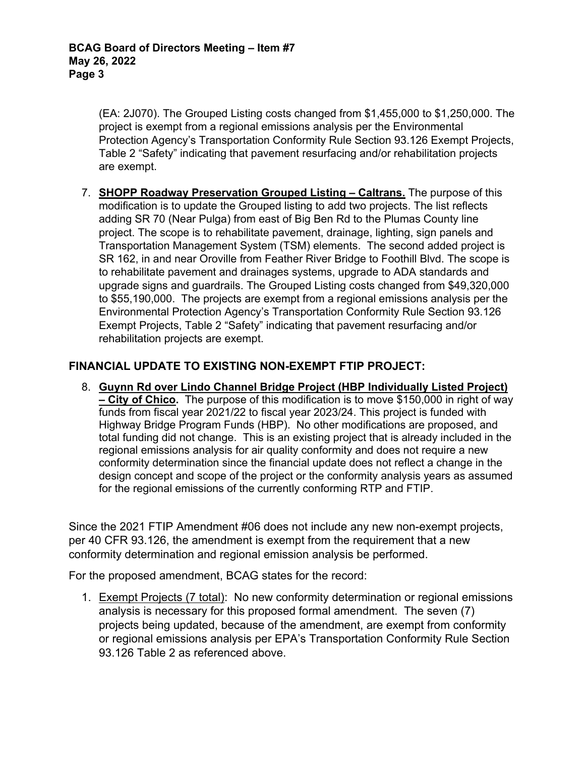(EA: 2J070). The Grouped Listing costs changed from $1,455,000 to $1,250,000. The project is exempt from a regional emissions analysis per the Environmental Protection Agency's Transportation Conformity Rule Section 93.126 Exempt Projects, Table 2 "Safety" indicating that pavement resurfacing and/or rehabilitation projects are exempt.

7. **SHOPP Roadway Preservation Grouped Listing – Caltrans.** The purpose of this modification is to update the Grouped listing to add two projects. The list reflects adding SR 70 (Near Pulga) from east of Big Ben Rd to the Plumas County line project. The scope is to rehabilitate pavement, drainage, lighting, sign panels and Transportation Management System (TSM) elements. The second added project is SR 162, in and near Oroville from Feather River Bridge to Foothill Blvd. The scope is to rehabilitate pavement and drainages systems, upgrade to ADA standards and upgrade signs and guardrails. The Grouped Listing costs changed from $49,320,000 to $55,190,000. The projects are exempt from a regional emissions analysis per the Environmental Protection Agency's Transportation Conformity Rule Section 93.126 Exempt Projects, Table 2 "Safety" indicating that pavement resurfacing and/or rehabilitation projects are exempt.

## FINANCIAL UPDATE TO EXISTING NON-EXEMPT FTIP PROJECT:

8. **Guynn Rd over Lindo Channel Bridge Project (HBP Individually Listed Project) – City of Chico.** The purpose of this modification is to move $150,000 in right of way funds from fiscal year 2021/22 to fiscal year 2023/24. This project is funded with Highway Bridge Program Funds (HBP). No other modifications are proposed, and total funding did not change. This is an existing project that is already included in the regional emissions analysis for air quality conformity and does not require a new conformity determination since the financial update does not reflect a change in the design concept and scope of the project or the conformity analysis years as assumed for the regional emissions of the currently conforming RTP and FTIP.

Since the 2021 FTIP Amendment #06 does not include any new non-exempt projects, per 40 CFR 93.126, the amendment is exempt from the requirement that a new conformity determination and regional emission analysis be performed.

For the proposed amendment, BCAG states for the record:

1. Exempt Projects (7 total): No new conformity determination or regional emissions analysis is necessary for this proposed formal amendment. The seven (7) projects being updated, because of the amendment, are exempt from conformity or regional emissions analysis per EPA's Transportation Conformity Rule Section 93.126 Table 2 as referenced above.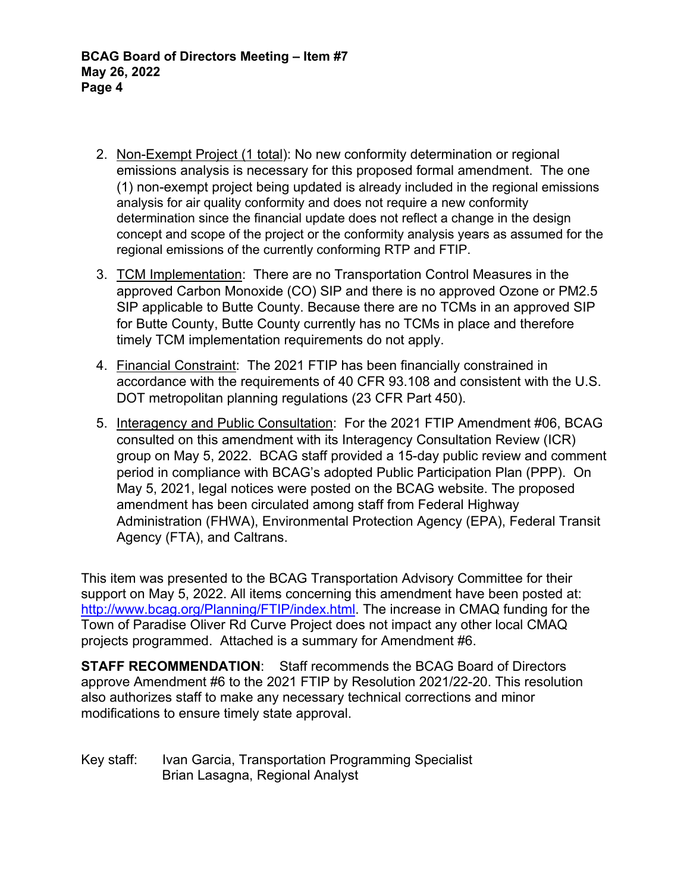2. Non-Exempt Project (1 total): No new conformity determination or regional emissions analysis is necessary for this proposed formal amendment. The one (1) non-exempt project being updated is already included in the regional emissions analysis for air quality conformity and does not require a new conformity determination since the financial update does not reflect a change in the design concept and scope of the project or the conformity analysis years as assumed for the regional emissions of the currently conforming RTP and FTIP.

3. TCM Implementation: There are no Transportation Control Measures in the approved Carbon Monoxide (CO) SIP and there is no approved Ozone or PM2.5 SIP applicable to Butte County. Because there are no TCMs in an approved SIP for Butte County, Butte County currently has no TCMs in place and therefore timely TCM implementation requirements do not apply.

4. Financial Constraint: The 2021 FTIP has been financially constrained in accordance with the requirements of 40 CFR 93.108 and consistent with the U.S. DOT metropolitan planning regulations (23 CFR Part 450).

5. Interagency and Public Consultation: For the 2021 FTIP Amendment #06, BCAG consulted on this amendment with its Interagency Consultation Review (ICR) group on May 5, 2022. BCAG staff provided a 15-day public review and comment period in compliance with BCAG's adopted Public Participation Plan (PPP). On May 5, 2021, legal notices were posted on the BCAG website. The proposed amendment has been circulated among staff from Federal Highway Administration (FHWA), Environmental Protection Agency (EPA), Federal Transit Agency (FTA), and Caltrans.

This item was presented to the BCAG Transportation Advisory Committee for their support on May 5, 2022. All items concerning this amendment have been posted at: http://www.bcag.org/Planning/FTIP/index.html. The increase in CMAQ funding for the Town of Paradise Oliver Rd Curve Project does not impact any other local CMAQ projects programmed. Attached is a summary for Amendment #6.

**STAFF RECOMMENDATION**: Staff recommends the BCAG Board of Directors approve Amendment #6 to the 2021 FTIP by Resolution 2021/22-20. This resolution also authorizes staff to make any necessary technical corrections and minor modifications to ensure timely state approval.

Key staff: Ivan Garcia, Transportation Programming Specialist
Brian Lasagna, Regional Analyst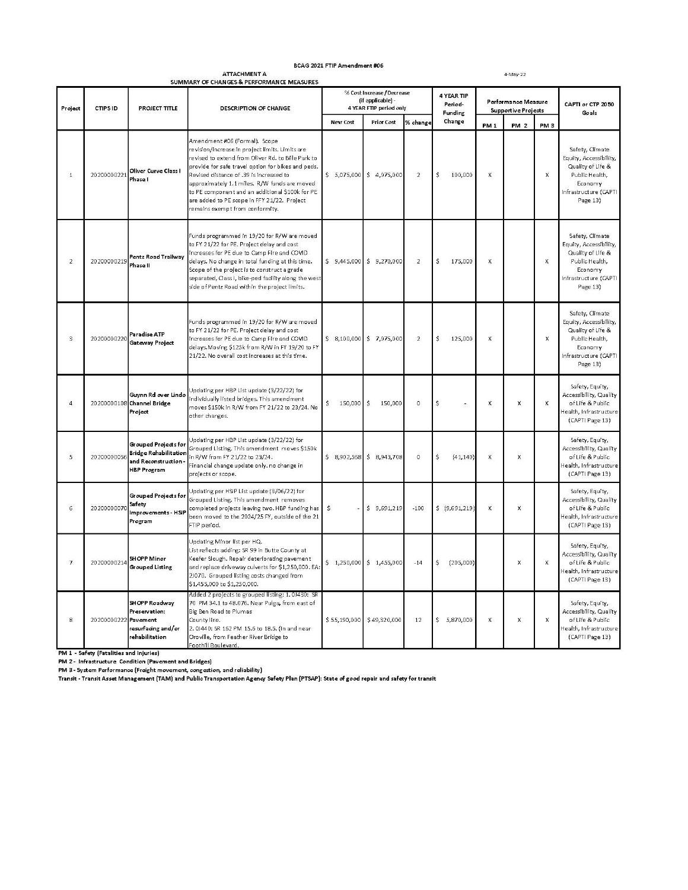BCAG 2021 FTIP Amendment #06

4-May-22

ATTACHMENT A
SUMMARY OF CHANGES & PERFORMANCE MEASURES

| Project | CTIPS ID | PROJECT TITLE | DESCRIPTION OF CHANGE | % Cost Increase / Decrease (if applicable) - 4 YEAR FTIP period only | | | 4 YEAR TIP Period- Funding Change | Performance Measure Supportive Projects | | | CAPTI or CTP 2050 Goals |
|---|---|---|---|---|---|---|---|---|---|---|---|
| | | | | New Cost | Prior Cost | % change | | PM 1 | PM 2 | PM 3 | |
| 1 | 20200000221 | Oliver Curve Class I Phase I | Amendment #06 (Formal). Scope revision/increase in project limits. Limits are revised to extend from Oliver Rd. to Bille Park to provide for safe travel option for bikes and peds. Revised distance of .39 is increased to approximately 1.1 miles. R/W funds are moved to PE component and an additional $100k for PE are added to PE scope in FFY 21/22. Project remains exempt from conformity. | $ 5,075,000 | $ 4,975,000 | 2 | $ 100,000 | X | | X | Safety, Climate Equity, Accessibility, Quality of Life & Public Health, Economy Infrastructure (CAPTI Page 13) |
| 2 | 20200000219 | Pentz Road Trailway Phase II | Funds programmed in 19/20 for R/W are moved to FY 21/22 for PE. Project delay and cost increases for PE due to Camp Fire and COVID delays. No change in total funding at this time. Scope of the project is to construct a grade separated, Class I, bike-ped facility along the west side of Pentz Road within the project limits. | $ 9,445,000 | $ 9,270,000 | 2 | $ 175,000 | X | | X | Safety, Climate Equity, Accessibility, Quality of Life & Public Health, Economy Infrastructure (CAPTI Page 13) |
| 3 | 20200000220 | Paradise ATP Gateway Project | Funds programmed in 19/20 for R/W are moved to FY 21/22 for PE. Project delay and cost increases for PE due to Camp Fire and COVID delays. Moving $125k from R/W in FY 19/20 to FY 21/22. No overall cost increases at this time. | $ 8,100,000 | $ 7,975,000 | 2 | $ 125,000 | X | | X | Safety, Climate Equity, Accessibility, Quality of Life & Public Health, Economy Infrastructure (CAPTI Page 13) |
| 4 | 20200000108 | Guynn Rd over Lindo Channel Bridge Project | Updating per HBP List update (3/22/22) for individually listed bridges. This amendment moves $150k in R/W from FY 21/22 to 23/24. No other changes. | $ 150,000 | $ 150,000 | 0 | $ - | X | X | X | Safety, Equity, Accessibility, Quality of Life & Public Health, Infrastructure (CAPTI Page 13) |
| 5 | 20200000056 | Grouped Projects for Bridge Rehabilitation and Reconstruction - HBP Program | Updating per HBP List update (3/22/22) for Grouped Listing. This amendment moves $150k in R/W from FY 21/22 to 23/24. Financial change update only. no change in projects or scope. | $ 8,902,568 | $ 8,943,708 | 0 | $ (41,140) | X | X | | Safety, Equity, Accessibility, Quality of Life & Public Health, Infrastructure (CAPTI Page 13) |
| 6 | 20200000070 | Grouped Projects for Safety Improvements - HSIP Program | Updating per HSIP List update (3/06/22) for Grouped Listing. This amendment removes completed projects leaving two. HBP funding has been moved to the 2024/25 FY, outside of the 21 FTIP period. | $ - | $ 9,691,219 | -100 | $ (9,691,219) | X | X | | Safety, Equity, Accessibility, Quality of Life & Public Health, Infrastructure (CAPTI Page 13) |
| 7 | 20200000214 | SHOPP Minor Grouped Listing | Updating Minor list per HQ. List reflects adding: SR 99 in Butte County at Keefer Slough. Repair deteriorating pavement and replace driveway culverts for $1,250,000. EA: 2J070. Grouped listing costs changed from $1,455,000 to $1,250,000. | $ 1,250,000 | $ 1,455,000 | -14 | $ (205,000) | | X | X | Safety, Equity, Accessibility, Quality of Life & Public Health, Infrastructure (CAPTI Page 13) |
| 8 | 20200000222 | SHOPP Roadway Preservation: Pavement resurfacing and/or rehabilitation | Added 2 projects to grouped listing: 1. 0J430: SR 70 PM 34.1 to 48.076. Near Pulga, from east of Big Ben Road to Plumas County line. 2. 0J440: SR 162 PM 15.6 to 18.5. (In and near Oroville, from Feather River Bridge to Foothill Boulevard. | $ 55,190,000 | $ 49,320,000 | 12 | $ 5,870,000 | X | X | X | Safety, Equity, Accessibility, Quality of Life & Public Health, Infrastructure (CAPTI Page 13) |

**PM 1 - Safety (Fatalities and Injuries)**

**PM 2 - Infrastructure Condition (Pavement and Bridges)**

**PM 3 - System Performance (Freight movement, congestion, and reliability)**

**Transit - Transit Asset Management (TAM) and Public Transportation Agency Safety Plan (PTSAP): State of good repair and safety for transit**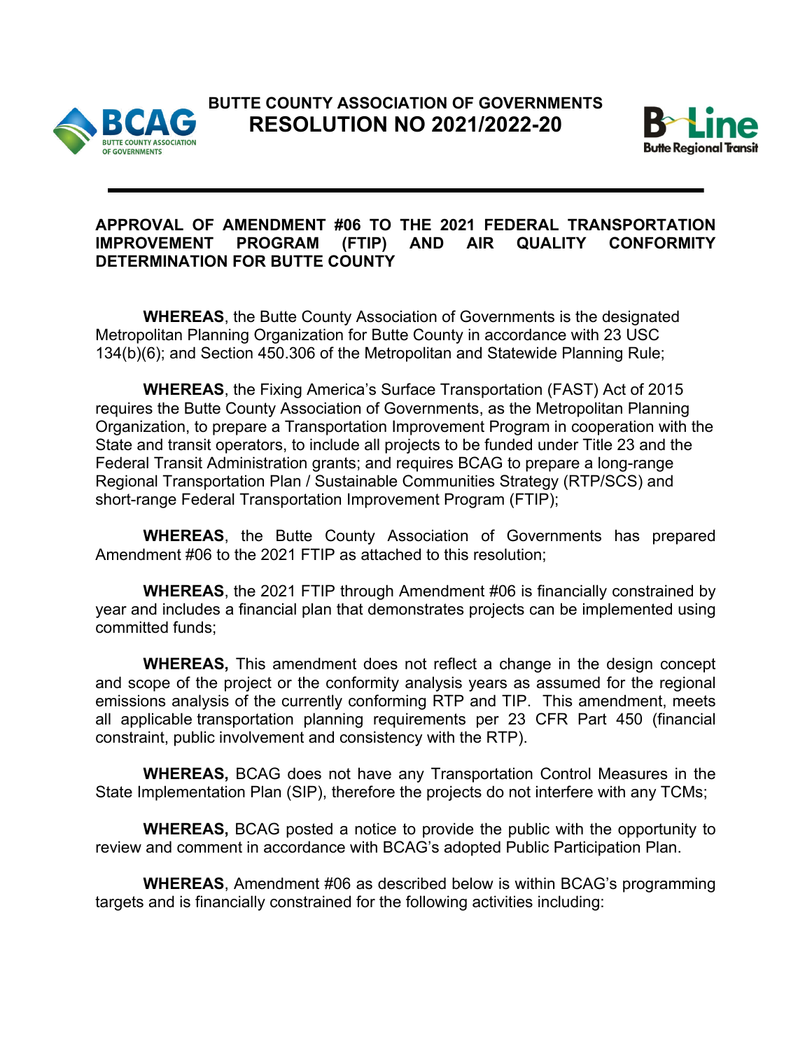# BUTTE COUNTY ASSOCIATION OF GOVERNMENTS
## RESOLUTION NO 2021/2022-20

---

**APPROVAL OF AMENDMENT #06 TO THE 2021 FEDERAL TRANSPORTATION IMPROVEMENT PROGRAM (FTIP) AND AIR QUALITY CONFORMITY DETERMINATION FOR BUTTE COUNTY**

**WHEREAS**, the Butte County Association of Governments is the designated Metropolitan Planning Organization for Butte County in accordance with 23 USC 134(b)(6); and Section 450.306 of the Metropolitan and Statewide Planning Rule;

**WHEREAS**, the Fixing America's Surface Transportation (FAST) Act of 2015 requires the Butte County Association of Governments, as the Metropolitan Planning Organization, to prepare a Transportation Improvement Program in cooperation with the State and transit operators, to include all projects to be funded under Title 23 and the Federal Transit Administration grants; and requires BCAG to prepare a long-range Regional Transportation Plan / Sustainable Communities Strategy (RTP/SCS) and short-range Federal Transportation Improvement Program (FTIP);

**WHEREAS**, the Butte County Association of Governments has prepared Amendment #06 to the 2021 FTIP as attached to this resolution;

**WHEREAS**, the 2021 FTIP through Amendment #06 is financially constrained by year and includes a financial plan that demonstrates projects can be implemented using committed funds;

**WHEREAS,** This amendment does not reflect a change in the design concept and scope of the project or the conformity analysis years as assumed for the regional emissions analysis of the currently conforming RTP and TIP. This amendment, meets all applicable transportation planning requirements per 23 CFR Part 450 (financial constraint, public involvement and consistency with the RTP).

**WHEREAS,** BCAG does not have any Transportation Control Measures in the State Implementation Plan (SIP), therefore the projects do not interfere with any TCMs;

**WHEREAS,** BCAG posted a notice to provide the public with the opportunity to review and comment in accordance with BCAG's adopted Public Participation Plan.

**WHEREAS**, Amendment #06 as described below is within BCAG's programming targets and is financially constrained for the following activities including: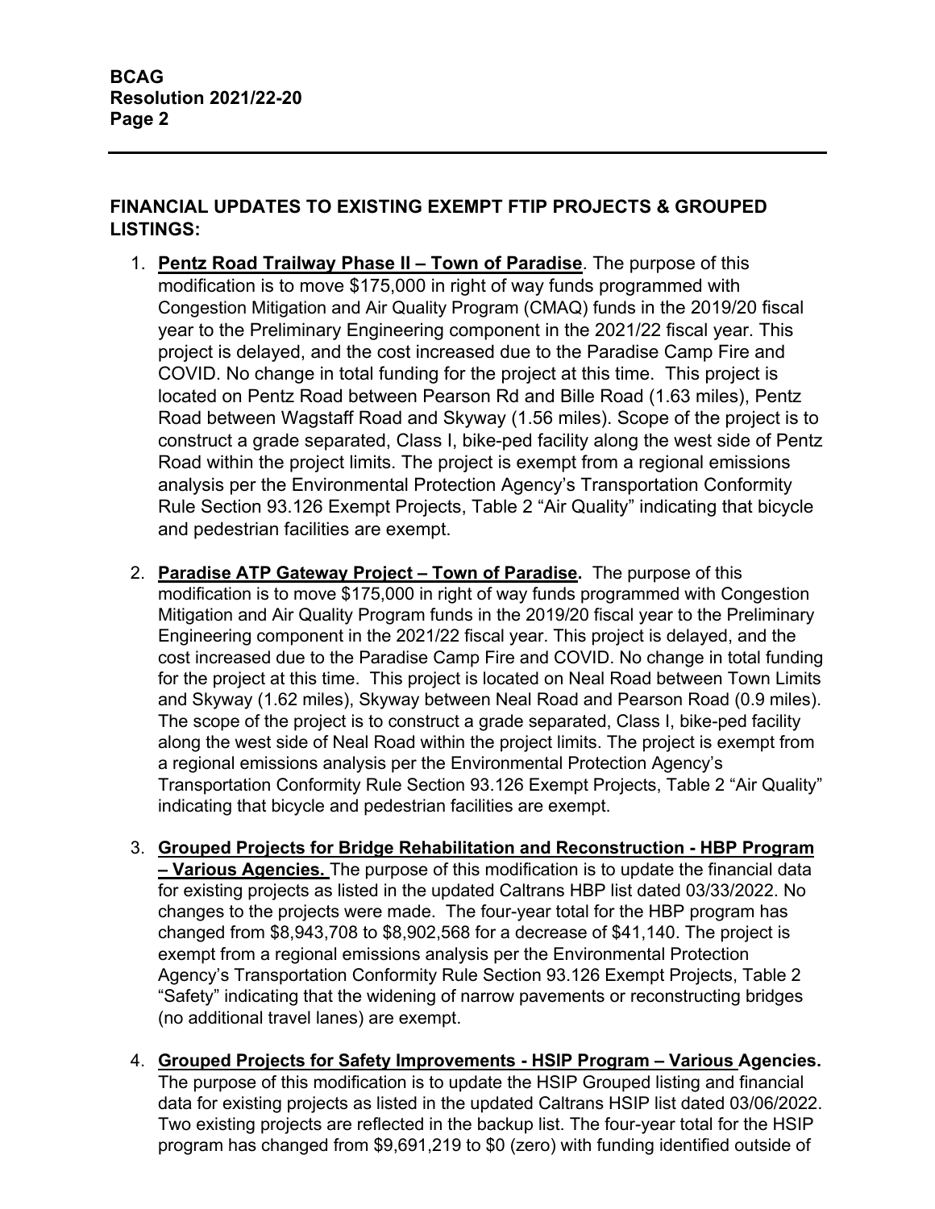## FINANCIAL UPDATES TO EXISTING EXEMPT FTIP PROJECTS & GROUPED LISTINGS:

1. **<u>Pentz Road Trailway Phase II – Town of Paradise</u>**. The purpose of this modification is to move $175,000 in right of way funds programmed with Congestion Mitigation and Air Quality Program (CMAQ) funds in the 2019/20 fiscal year to the Preliminary Engineering component in the 2021/22 fiscal year. This project is delayed, and the cost increased due to the Paradise Camp Fire and COVID. No change in total funding for the project at this time. This project is located on Pentz Road between Pearson Rd and Bille Road (1.63 miles), Pentz Road between Wagstaff Road and Skyway (1.56 miles). Scope of the project is to construct a grade separated, Class I, bike-ped facility along the west side of Pentz Road within the project limits. The project is exempt from a regional emissions analysis per the Environmental Protection Agency's Transportation Conformity Rule Section 93.126 Exempt Projects, Table 2 "Air Quality" indicating that bicycle and pedestrian facilities are exempt.

2. **<u>Paradise ATP Gateway Project – Town of Paradise</u>.** The purpose of this modification is to move $175,000 in right of way funds programmed with Congestion Mitigation and Air Quality Program funds in the 2019/20 fiscal year to the Preliminary Engineering component in the 2021/22 fiscal year. This project is delayed, and the cost increased due to the Paradise Camp Fire and COVID. No change in total funding for the project at this time. This project is located on Neal Road between Town Limits and Skyway (1.62 miles), Skyway between Neal Road and Pearson Road (0.9 miles). The scope of the project is to construct a grade separated, Class I, bike-ped facility along the west side of Neal Road within the project limits. The project is exempt from a regional emissions analysis per the Environmental Protection Agency's Transportation Conformity Rule Section 93.126 Exempt Projects, Table 2 "Air Quality" indicating that bicycle and pedestrian facilities are exempt.

3. **<u>Grouped Projects for Bridge Rehabilitation and Reconstruction - HBP Program – Various Agencies.</u>** The purpose of this modification is to update the financial data for existing projects as listed in the updated Caltrans HBP list dated 03/33/2022. No changes to the projects were made. The four-year total for the HBP program has changed from $8,943,708 to $8,902,568 for a decrease of $41,140. The project is exempt from a regional emissions analysis per the Environmental Protection Agency's Transportation Conformity Rule Section 93.126 Exempt Projects, Table 2 "Safety" indicating that the widening of narrow pavements or reconstructing bridges (no additional travel lanes) are exempt.

4. **<u>Grouped Projects for Safety Improvements - HSIP Program – Various Agencies</u>.** The purpose of this modification is to update the HSIP Grouped listing and financial data for existing projects as listed in the updated Caltrans HSIP list dated 03/06/2022. Two existing projects are reflected in the backup list. The four-year total for the HSIP program has changed from $9,691,219 to $0 (zero) with funding identified outside of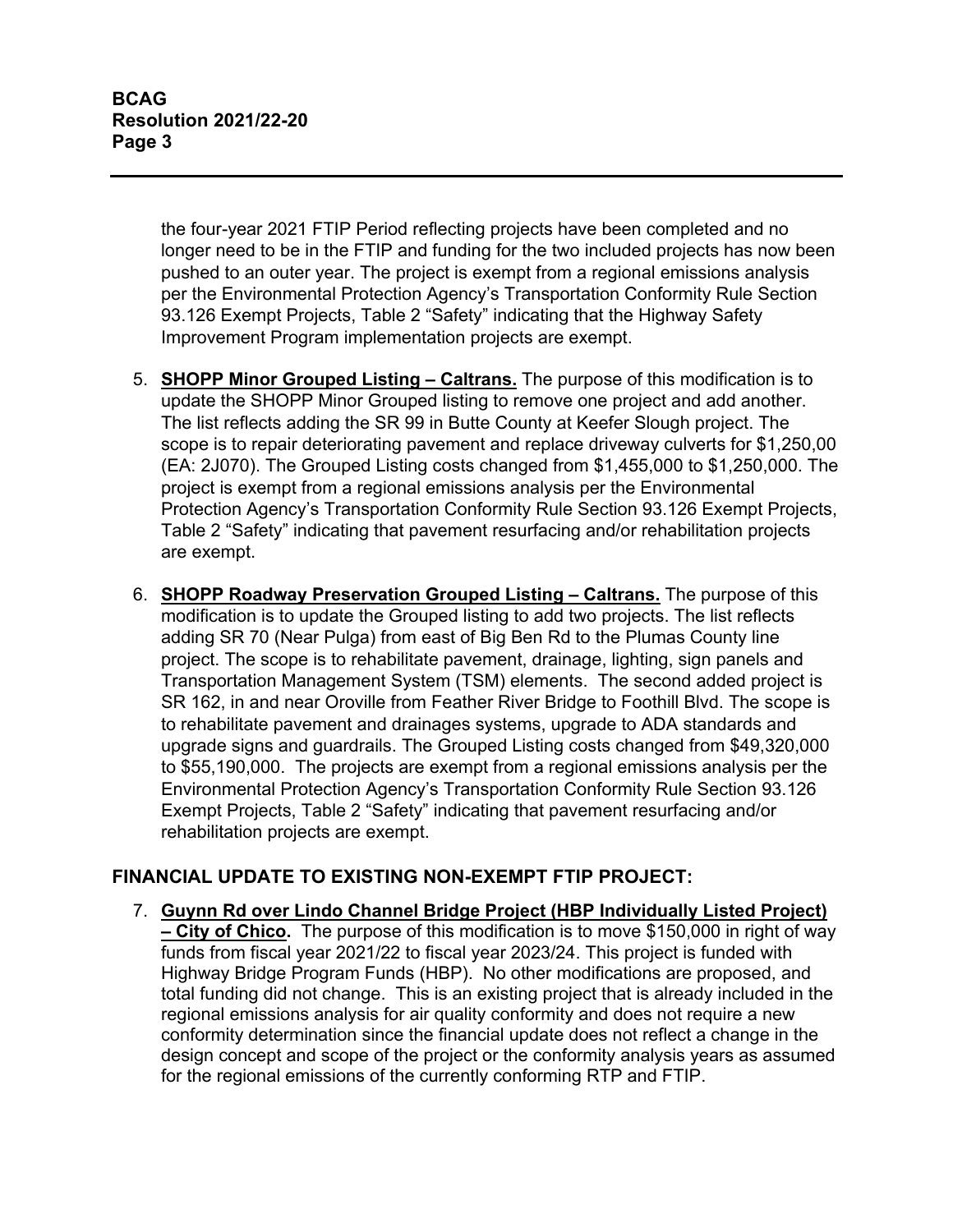the four-year 2021 FTIP Period reflecting projects have been completed and no longer need to be in the FTIP and funding for the two included projects has now been pushed to an outer year. The project is exempt from a regional emissions analysis per the Environmental Protection Agency's Transportation Conformity Rule Section 93.126 Exempt Projects, Table 2 "Safety" indicating that the Highway Safety Improvement Program implementation projects are exempt.

5. **SHOPP Minor Grouped Listing – Caltrans.** The purpose of this modification is to update the SHOPP Minor Grouped listing to remove one project and add another. The list reflects adding the SR 99 in Butte County at Keefer Slough project. The scope is to repair deteriorating pavement and replace driveway culverts for $1,250,00 (EA: 2J070). The Grouped Listing costs changed from $1,455,000 to $1,250,000. The project is exempt from a regional emissions analysis per the Environmental Protection Agency's Transportation Conformity Rule Section 93.126 Exempt Projects, Table 2 "Safety" indicating that pavement resurfacing and/or rehabilitation projects are exempt.

6. **SHOPP Roadway Preservation Grouped Listing – Caltrans.** The purpose of this modification is to update the Grouped listing to add two projects. The list reflects adding SR 70 (Near Pulga) from east of Big Ben Rd to the Plumas County line project. The scope is to rehabilitate pavement, drainage, lighting, sign panels and Transportation Management System (TSM) elements. The second added project is SR 162, in and near Oroville from Feather River Bridge to Foothill Blvd. The scope is to rehabilitate pavement and drainages systems, upgrade to ADA standards and upgrade signs and guardrails. The Grouped Listing costs changed from $49,320,000 to $55,190,000. The projects are exempt from a regional emissions analysis per the Environmental Protection Agency's Transportation Conformity Rule Section 93.126 Exempt Projects, Table 2 "Safety" indicating that pavement resurfacing and/or rehabilitation projects are exempt.

## FINANCIAL UPDATE TO EXISTING NON-EXEMPT FTIP PROJECT:

7. **Guynn Rd over Lindo Channel Bridge Project (HBP Individually Listed Project) – City of Chico.** The purpose of this modification is to move $150,000 in right of way funds from fiscal year 2021/22 to fiscal year 2023/24. This project is funded with Highway Bridge Program Funds (HBP). No other modifications are proposed, and total funding did not change. This is an existing project that is already included in the regional emissions analysis for air quality conformity and does not require a new conformity determination since the financial update does not reflect a change in the design concept and scope of the project or the conformity analysis years as assumed for the regional emissions of the currently conforming RTP and FTIP.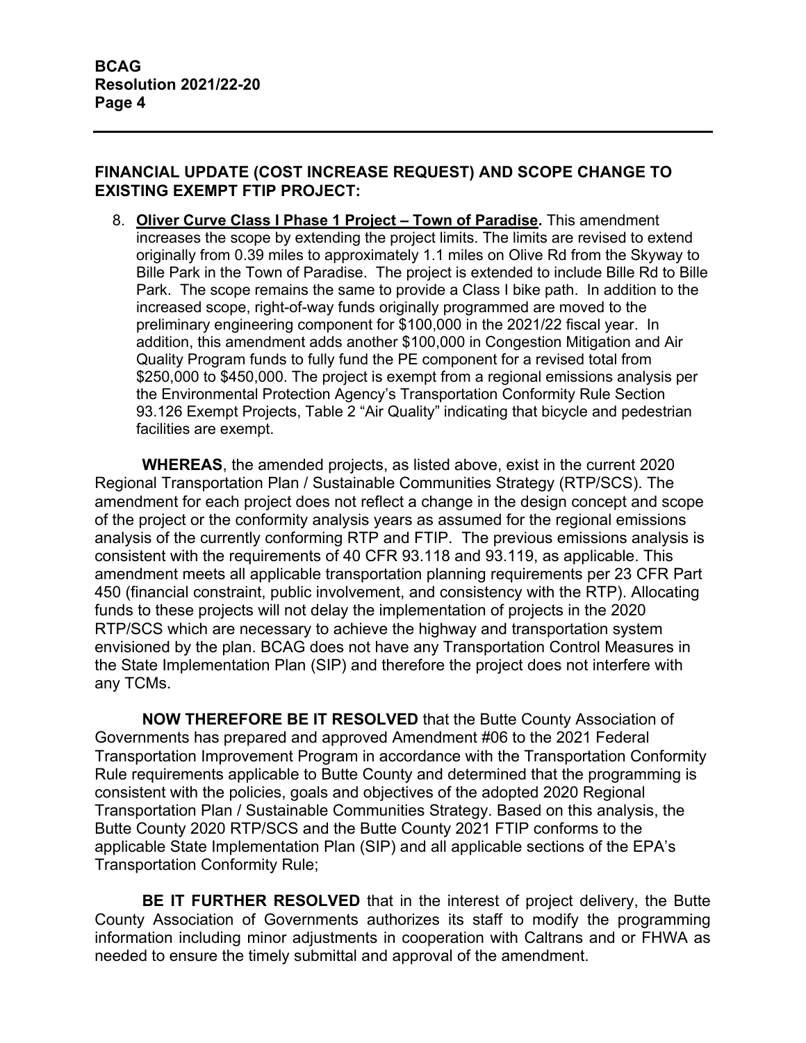## FINANCIAL UPDATE (COST INCREASE REQUEST) AND SCOPE CHANGE TO EXISTING EXEMPT FTIP PROJECT:

8. **Oliver Curve Class I Phase 1 Project – Town of Paradise.** This amendment increases the scope by extending the project limits. The limits are revised to extend originally from 0.39 miles to approximately 1.1 miles on Olive Rd from the Skyway to Bille Park in the Town of Paradise. The project is extended to include Bille Rd to Bille Park. The scope remains the same to provide a Class I bike path. In addition to the increased scope, right-of-way funds originally programmed are moved to the preliminary engineering component for $100,000 in the 2021/22 fiscal year. In addition, this amendment adds another $100,000 in Congestion Mitigation and Air Quality Program funds to fully fund the PE component for a revised total from $250,000 to $450,000. The project is exempt from a regional emissions analysis per the Environmental Protection Agency's Transportation Conformity Rule Section 93.126 Exempt Projects, Table 2 "Air Quality" indicating that bicycle and pedestrian facilities are exempt.

**WHEREAS**, the amended projects, as listed above, exist in the current 2020 Regional Transportation Plan / Sustainable Communities Strategy (RTP/SCS). The amendment for each project does not reflect a change in the design concept and scope of the project or the conformity analysis years as assumed for the regional emissions analysis of the currently conforming RTP and FTIP. The previous emissions analysis is consistent with the requirements of 40 CFR 93.118 and 93.119, as applicable. This amendment meets all applicable transportation planning requirements per 23 CFR Part 450 (financial constraint, public involvement, and consistency with the RTP). Allocating funds to these projects will not delay the implementation of projects in the 2020 RTP/SCS which are necessary to achieve the highway and transportation system envisioned by the plan. BCAG does not have any Transportation Control Measures in the State Implementation Plan (SIP) and therefore the project does not interfere with any TCMs.

**NOW THEREFORE BE IT RESOLVED** that the Butte County Association of Governments has prepared and approved Amendment #06 to the 2021 Federal Transportation Improvement Program in accordance with the Transportation Conformity Rule requirements applicable to Butte County and determined that the programming is consistent with the policies, goals and objectives of the adopted 2020 Regional Transportation Plan / Sustainable Communities Strategy. Based on this analysis, the Butte County 2020 RTP/SCS and the Butte County 2021 FTIP conforms to the applicable State Implementation Plan (SIP) and all applicable sections of the EPA's Transportation Conformity Rule;

**BE IT FURTHER RESOLVED** that in the interest of project delivery, the Butte County Association of Governments authorizes its staff to modify the programming information including minor adjustments in cooperation with Caltrans and or FHWA as needed to ensure the timely submittal and approval of the amendment.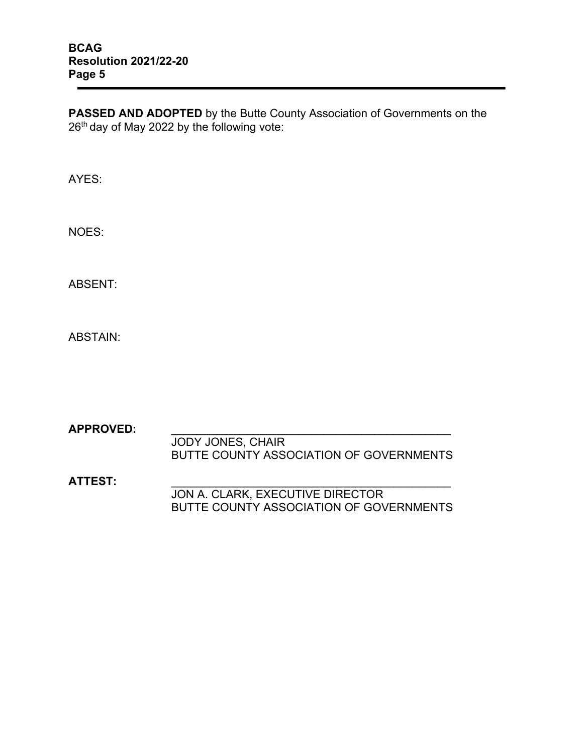**PASSED AND ADOPTED** by the Butte County Association of Governments on the 26th day of May 2022 by the following vote:

AYES:

NOES:

ABSENT:

ABSTAIN:

**APPROVED:** \_\_\_\_\_\_\_\_\_\_\_\_\_\_\_\_\_\_\_\_\_\_\_\_\_\_\_\_\_\_\_\_\_\_\_\_\_\_\_\_\_\_\_\_
JODY JONES, CHAIR
BUTTE COUNTY ASSOCIATION OF GOVERNMENTS

**ATTEST:** \_\_\_\_\_\_\_\_\_\_\_\_\_\_\_\_\_\_\_\_\_\_\_\_\_\_\_\_\_\_\_\_\_\_\_\_\_\_\_\_\_\_\_\_
JON A. CLARK, EXECUTIVE DIRECTOR
BUTTE COUNTY ASSOCIATION OF GOVERNMENTS